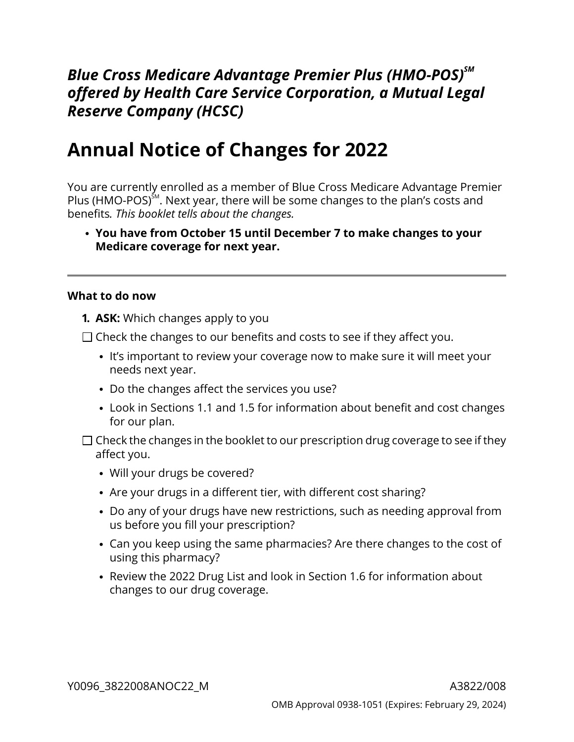***Blue Cross Medicare Advantage Premier Plus (HMO-POS)℠ offered by Health Care Service Corporation, a Mutual Legal Reserve Company (HCSC)***

# Annual Notice of Changes for 2022

You are currently enrolled as a member of Blue Cross Medicare Advantage Premier Plus (HMO-POS)℠. Next year, there will be some changes to the plan's costs and benefits*. This booklet tells about the changes.*

- **You have from October 15 until December 7 to make changes to your Medicare coverage for next year.**

---

**What to do now**

1. **ASK:** Which changes apply to you

☐ Check the changes to our benefits and costs to see if they affect you.

- It's important to review your coverage now to make sure it will meet your needs next year.
- Do the changes affect the services you use?
- Look in Sections 1.1 and 1.5 for information about benefit and cost changes for our plan.

☐ Check the changes in the booklet to our prescription drug coverage to see if they affect you.

- Will your drugs be covered?
- Are your drugs in a different tier, with different cost sharing?
- Do any of your drugs have new restrictions, such as needing approval from us before you fill your prescription?
- Can you keep using the same pharmacies? Are there changes to the cost of using this pharmacy?
- Review the 2022 Drug List and look in Section 1.6 for information about changes to our drug coverage.

Y0096_3822008ANOC22_M A3822/008

OMB Approval 0938-1051 (Expires: February 29, 2024)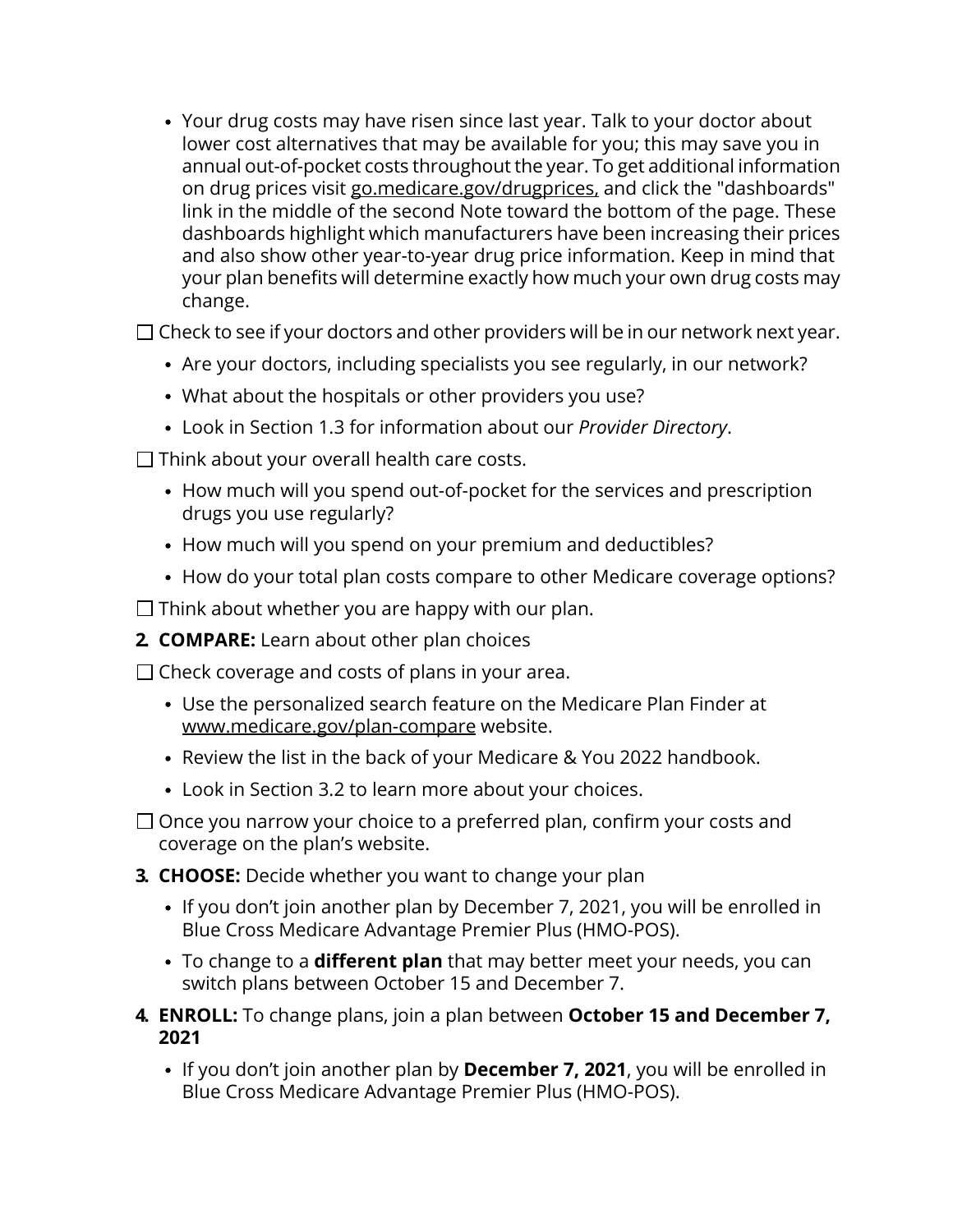- Your drug costs may have risen since last year. Talk to your doctor about lower cost alternatives that may be available for you; this may save you in annual out-of-pocket costs throughout the year. To get additional information on drug prices visit go.medicare.gov/drugprices, and click the "dashboards" link in the middle of the second Note toward the bottom of the page. These dashboards highlight which manufacturers have been increasing their prices and also show other year-to-year drug price information. Keep in mind that your plan benefits will determine exactly how much your own drug costs may change.

☐ Check to see if your doctors and other providers will be in our network next year.

- Are your doctors, including specialists you see regularly, in our network?
- What about the hospitals or other providers you use?
- Look in Section 1.3 for information about our *Provider Directory*.

☐ Think about your overall health care costs.

- How much will you spend out-of-pocket for the services and prescription drugs you use regularly?
- How much will you spend on your premium and deductibles?
- How do your total plan costs compare to other Medicare coverage options?

☐ Think about whether you are happy with our plan.

**2. COMPARE:** Learn about other plan choices

☐ Check coverage and costs of plans in your area.

- Use the personalized search feature on the Medicare Plan Finder at www.medicare.gov/plan-compare website.
- Review the list in the back of your Medicare & You 2022 handbook.
- Look in Section 3.2 to learn more about your choices.

☐ Once you narrow your choice to a preferred plan, confirm your costs and coverage on the plan's website.

**3. CHOOSE:** Decide whether you want to change your plan

- If you don't join another plan by December 7, 2021, you will be enrolled in Blue Cross Medicare Advantage Premier Plus (HMO-POS).
- To change to a **different plan** that may better meet your needs, you can switch plans between October 15 and December 7.

**4. ENROLL:** To change plans, join a plan between **October 15 and December 7, 2021**

- If you don't join another plan by **December 7, 2021**, you will be enrolled in Blue Cross Medicare Advantage Premier Plus (HMO-POS).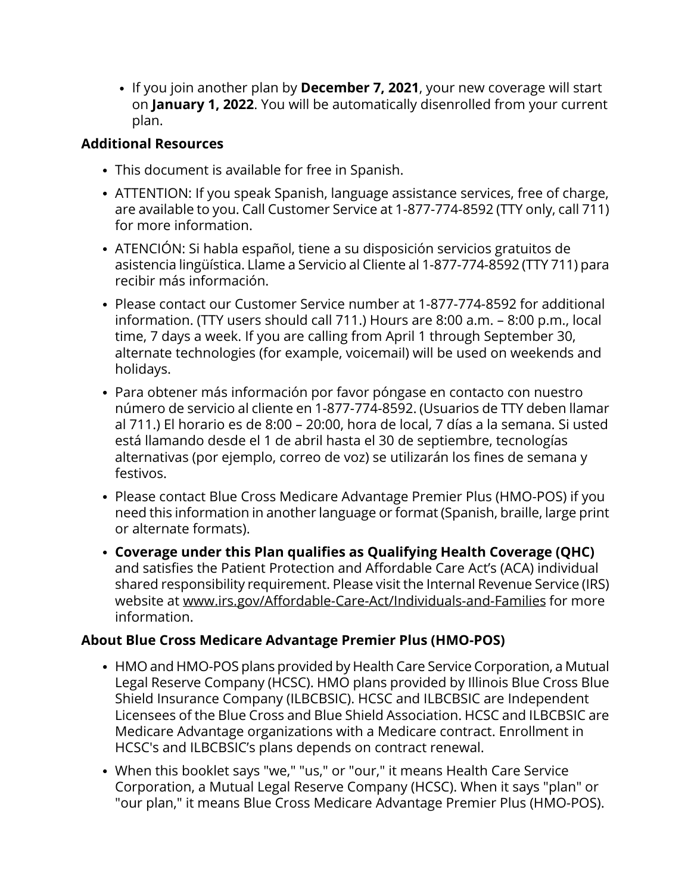- If you join another plan by **December 7, 2021**, your new coverage will start on **January 1, 2022**. You will be automatically disenrolled from your current plan.

### Additional Resources

- This document is available for free in Spanish.
- ATTENTION: If you speak Spanish, language assistance services, free of charge, are available to you. Call Customer Service at 1-877-774-8592 (TTY only, call 711) for more information.
- ATENCIÓN: Si habla español, tiene a su disposición servicios gratuitos de asistencia lingüística. Llame a Servicio al Cliente al 1-877-774-8592 (TTY 711) para recibir más información.
- Please contact our Customer Service number at 1-877-774-8592 for additional information. (TTY users should call 711.) Hours are 8:00 a.m. – 8:00 p.m., local time, 7 days a week. If you are calling from April 1 through September 30, alternate technologies (for example, voicemail) will be used on weekends and holidays.
- Para obtener más información por favor póngase en contacto con nuestro número de servicio al cliente en 1-877-774-8592. (Usuarios de TTY deben llamar al 711.) El horario es de 8:00 – 20:00, hora de local, 7 días a la semana. Si usted está llamando desde el 1 de abril hasta el 30 de septiembre, tecnologías alternativas (por ejemplo, correo de voz) se utilizarán los fines de semana y festivos.
- Please contact Blue Cross Medicare Advantage Premier Plus (HMO-POS) if you need this information in another language or format (Spanish, braille, large print or alternate formats).
- **Coverage under this Plan qualifies as Qualifying Health Coverage (QHC)** and satisfies the Patient Protection and Affordable Care Act's (ACA) individual shared responsibility requirement. Please visit the Internal Revenue Service (IRS) website at www.irs.gov/Affordable-Care-Act/Individuals-and-Families for more information.

### About Blue Cross Medicare Advantage Premier Plus (HMO-POS)

- HMO and HMO-POS plans provided by Health Care Service Corporation, a Mutual Legal Reserve Company (HCSC). HMO plans provided by Illinois Blue Cross Blue Shield Insurance Company (ILBCBSIC). HCSC and ILBCBSIC are Independent Licensees of the Blue Cross and Blue Shield Association. HCSC and ILBCBSIC are Medicare Advantage organizations with a Medicare contract. Enrollment in HCSC's and ILBCBSIC's plans depends on contract renewal.
- When this booklet says "we," "us," or "our," it means Health Care Service Corporation, a Mutual Legal Reserve Company (HCSC). When it says "plan" or "our plan," it means Blue Cross Medicare Advantage Premier Plus (HMO-POS).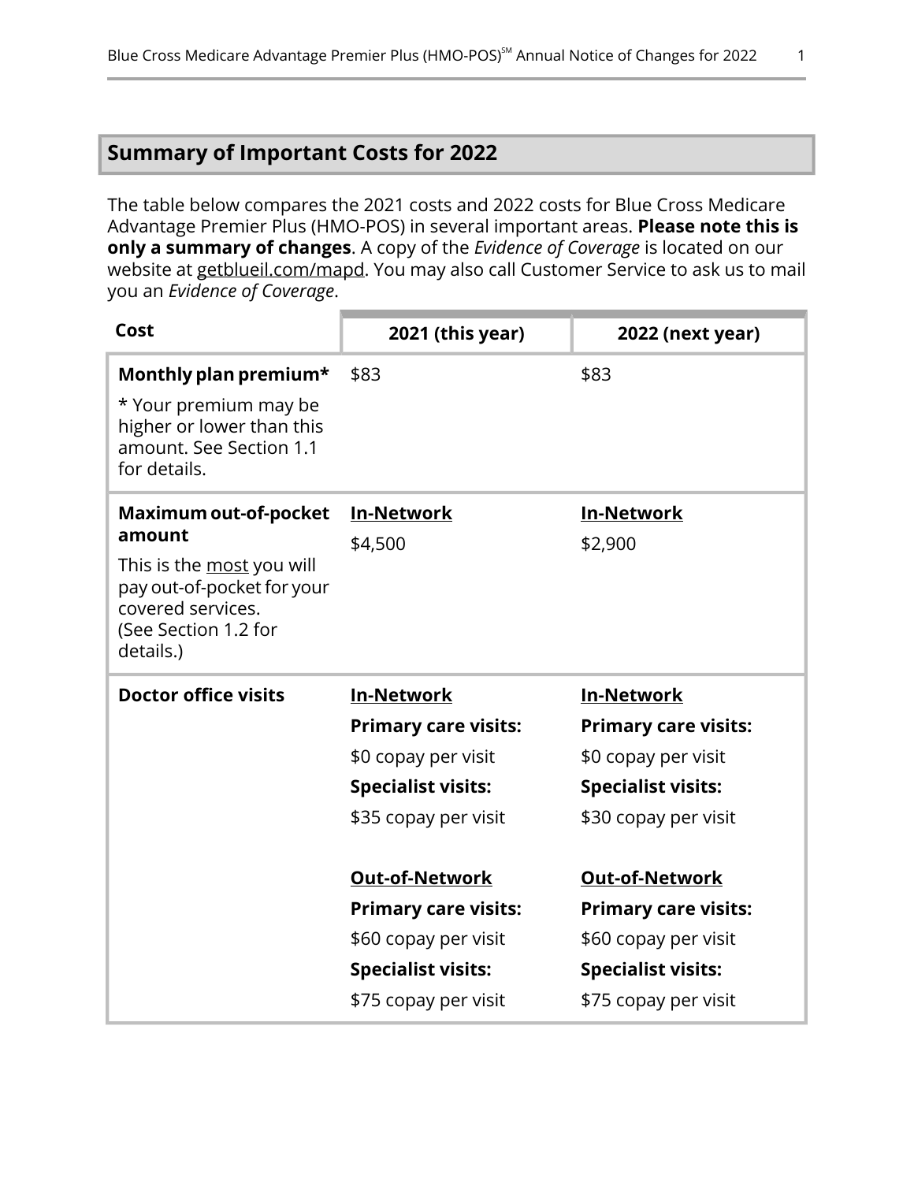## Summary of Important Costs for 2022

The table below compares the 2021 costs and 2022 costs for Blue Cross Medicare Advantage Premier Plus (HMO-POS) in several important areas. **Please note this is only a summary of changes**. A copy of the *Evidence of Coverage* is located on our website at getblueil.com/mapd. You may also call Customer Service to ask us to mail you an *Evidence of Coverage*.

| Cost | 2021 (this year) | 2022 (next year) |
|---|---|---|
| **Monthly plan premium*** <br>* Your premium may be higher or lower than this amount. See Section 1.1 for details. | $83 | $83 |
| **Maximum out-of-pocket amount** <br>This is the most you will pay out-of-pocket for your covered services. (See Section 1.2 for details.) | **In-Network** <br>$4,500 | **In-Network** <br>$2,900 |
| **Doctor office visits** | **In-Network** <br>**Primary care visits:** <br>$0 copay per visit <br>**Specialist visits:** <br>$35 copay per visit <br><br>**Out-of-Network** <br>**Primary care visits:** <br>$60 copay per visit <br>**Specialist visits:** <br>$75 copay per visit | **In-Network** <br>**Primary care visits:** <br>$0 copay per visit <br>**Specialist visits:** <br>$30 copay per visit <br><br>**Out-of-Network** <br>**Primary care visits:** <br>$60 copay per visit <br>**Specialist visits:** <br>$75 copay per visit |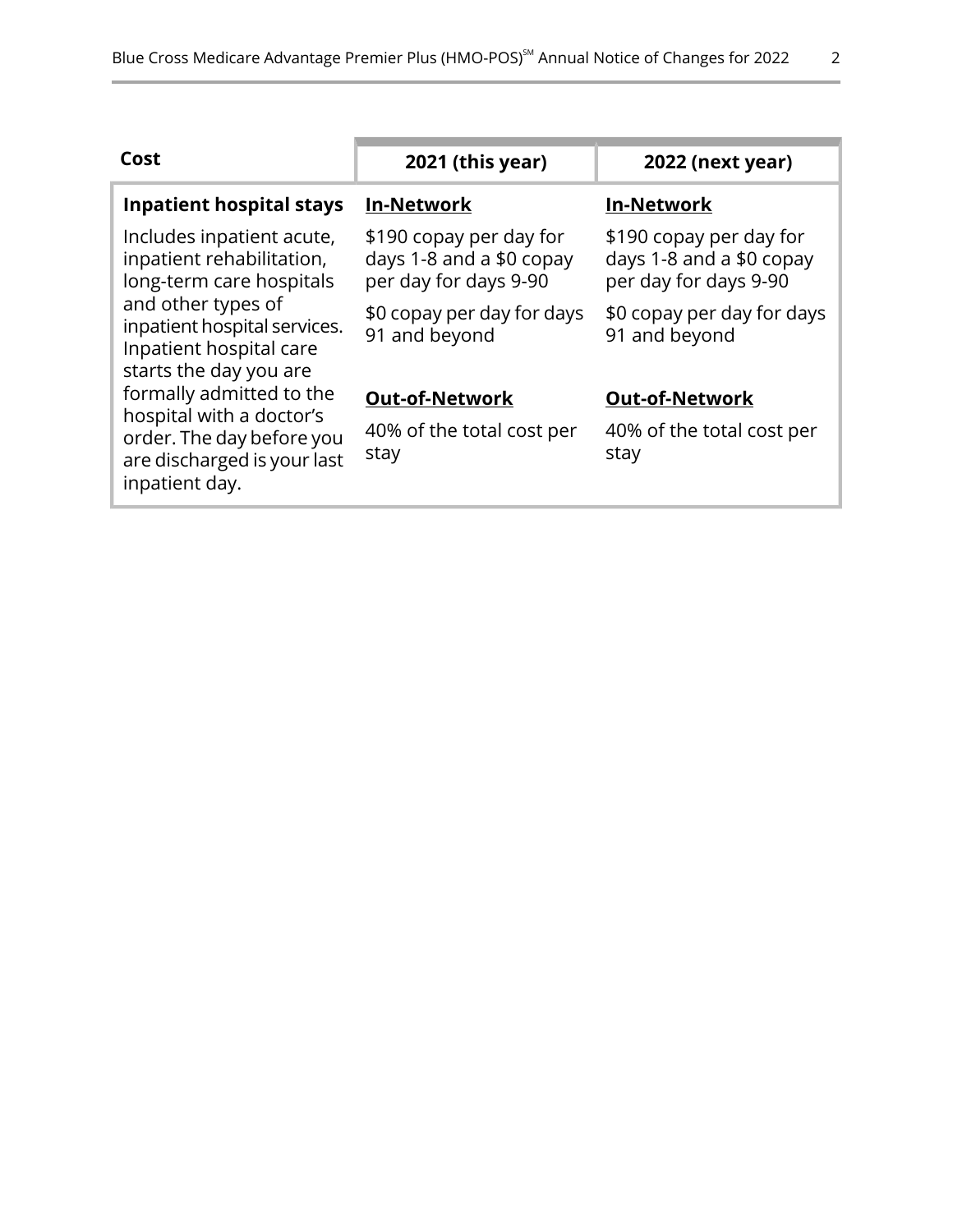| Cost | 2021 (this year) | 2022 (next year) |
|---|---|---|
| **Inpatient hospital stays**<br>Includes inpatient acute, inpatient rehabilitation, long-term care hospitals and other types of inpatient hospital services. Inpatient hospital care starts the day you are formally admitted to the hospital with a doctor's order. The day before you are discharged is your last inpatient day. | **In-Network**<br>$190 copay per day for days 1-8 and a $0 copay per day for days 9-90<br>$0 copay per day for days 91 and beyond<br>**Out-of-Network**<br>40% of the total cost per stay | **In-Network**<br>$190 copay per day for days 1-8 and a $0 copay per day for days 9-90<br>$0 copay per day for days 91 and beyond<br>**Out-of-Network**<br>40% of the total cost per stay |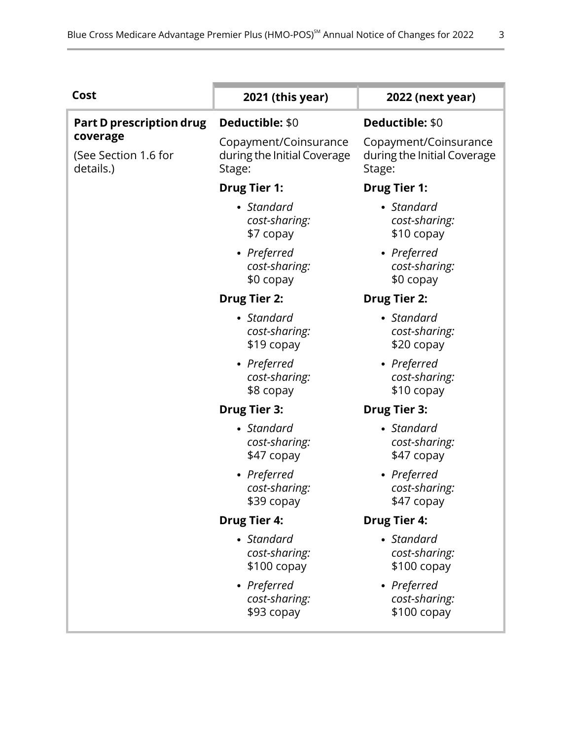| Cost | 2021 (this year) | 2022 (next year) |
|---|---|---|
| **Part D prescription drug coverage**<br><br>(See Section 1.6 for details.) | **Deductible:** $0<br><br>Copayment/Coinsurance during the Initial Coverage Stage:<br><br>**Drug Tier 1:**<br>• *Standard cost-sharing:* $7 copay<br>• *Preferred cost-sharing:* $0 copay<br><br>**Drug Tier 2:**<br>• *Standard cost-sharing:* $19 copay<br>• *Preferred cost-sharing:* $8 copay<br><br>**Drug Tier 3:**<br>• *Standard cost-sharing:* $47 copay<br>• *Preferred cost-sharing:* $39 copay<br><br>**Drug Tier 4:**<br>• *Standard cost-sharing:* $100 copay<br>• *Preferred cost-sharing:* $93 copay | **Deductible:** $0<br><br>Copayment/Coinsurance during the Initial Coverage Stage:<br><br>**Drug Tier 1:**<br>• *Standard cost-sharing:* $10 copay<br>• *Preferred cost-sharing:* $0 copay<br><br>**Drug Tier 2:**<br>• *Standard cost-sharing:* $20 copay<br>• *Preferred cost-sharing:* $10 copay<br><br>**Drug Tier 3:**<br>• *Standard cost-sharing:* $47 copay<br>• *Preferred cost-sharing:* $47 copay<br><br>**Drug Tier 4:**<br>• *Standard cost-sharing:* $100 copay<br>• *Preferred cost-sharing:* $100 copay |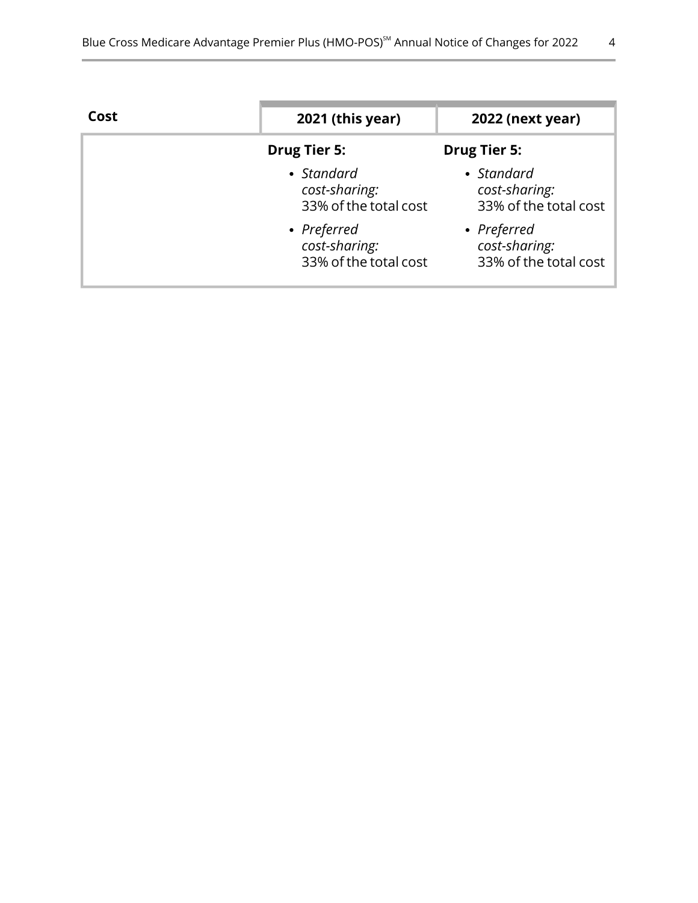| Cost | 2021 (this year) | 2022 (next year) |
| --- | --- | --- |
| | **Drug Tier 5:**<br>• *Standard cost-sharing:* 33% of the total cost<br>• *Preferred cost-sharing:* 33% of the total cost | **Drug Tier 5:**<br>• *Standard cost-sharing:* 33% of the total cost<br>• *Preferred cost-sharing:* 33% of the total cost |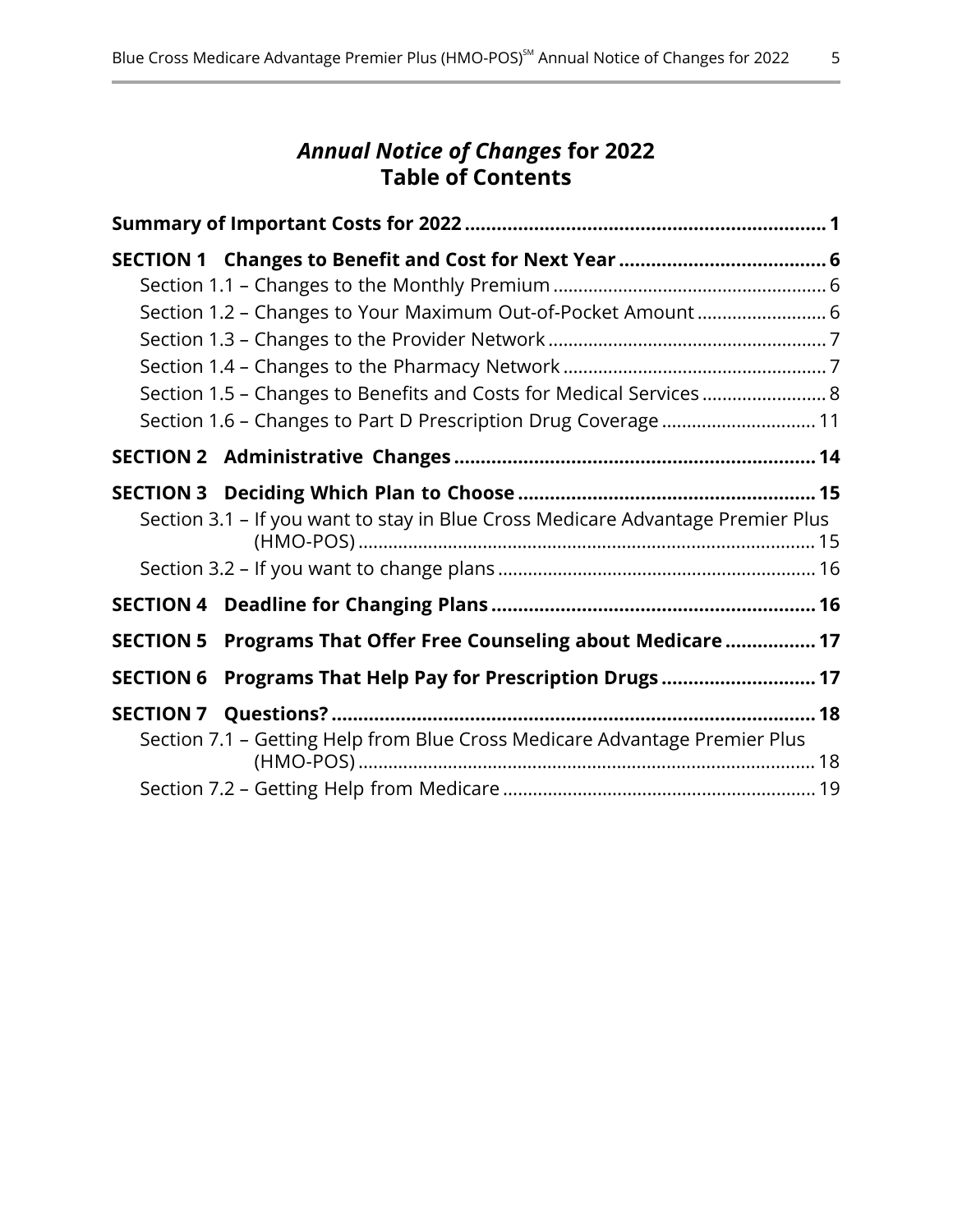# *Annual Notice of Changes* for 2022 Table of Contents

**Summary of Important Costs for 2022 .................................................................... 1**

**SECTION 1 Changes to Benefit and Cost for Next Year ....................................... 6**

- Section 1.1 – Changes to the Monthly Premium ...................................................... 6
- Section 1.2 – Changes to Your Maximum Out-of-Pocket Amount .......................... 6
- Section 1.3 – Changes to the Provider Network ....................................................... 7
- Section 1.4 – Changes to the Pharmacy Network ..................................................... 7
- Section 1.5 – Changes to Benefits and Costs for Medical Services ......................... 8
- Section 1.6 – Changes to Part D Prescription Drug Coverage ............................... 11

**SECTION 2 Administrative Changes .................................................................... 14**

**SECTION 3 Deciding Which Plan to Choose ........................................................ 15**

- Section 3.1 – If you want to stay in Blue Cross Medicare Advantage Premier Plus (HMO-POS) ........................................................................................... 15
- Section 3.2 – If you want to change plans ............................................................... 16

**SECTION 4 Deadline for Changing Plans ............................................................. 16**

**SECTION 5 Programs That Offer Free Counseling about Medicare ................. 17**

**SECTION 6 Programs That Help Pay for Prescription Drugs ............................. 17**

**SECTION 7 Questions? ............................................................................................ 18**

- Section 7.1 – Getting Help from Blue Cross Medicare Advantage Premier Plus (HMO-POS) ........................................................................................... 18
- Section 7.2 – Getting Help from Medicare .............................................................. 19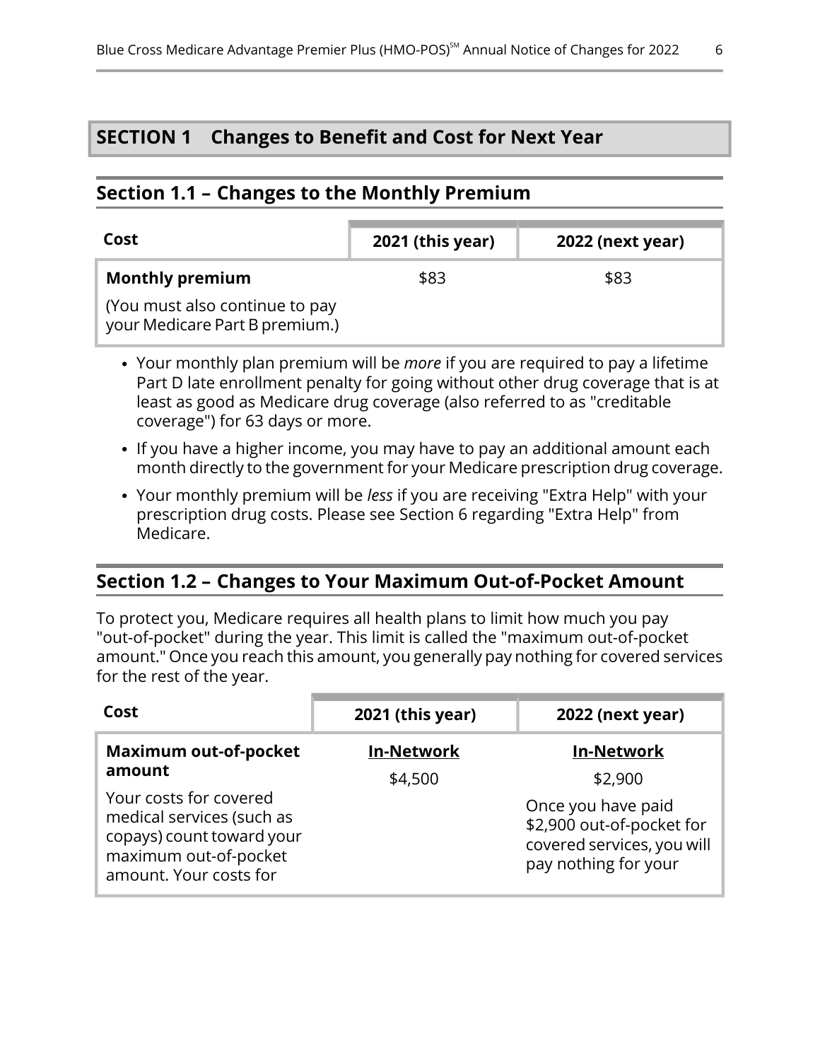## SECTION 1 Changes to Benefit and Cost for Next Year

### Section 1.1 – Changes to the Monthly Premium

| Cost | 2021 (this year) | 2022 (next year) |
|---|---|---|
| **Monthly premium**<br>(You must also continue to pay your Medicare Part B premium.) | $83 | $83 |

- Your monthly plan premium will be *more* if you are required to pay a lifetime Part D late enrollment penalty for going without other drug coverage that is at least as good as Medicare drug coverage (also referred to as "creditable coverage") for 63 days or more.
- If you have a higher income, you may have to pay an additional amount each month directly to the government for your Medicare prescription drug coverage.
- Your monthly premium will be *less* if you are receiving "Extra Help" with your prescription drug costs. Please see Section 6 regarding "Extra Help" from Medicare.

### Section 1.2 – Changes to Your Maximum Out-of-Pocket Amount

To protect you, Medicare requires all health plans to limit how much you pay "out-of-pocket" during the year. This limit is called the "maximum out-of-pocket amount." Once you reach this amount, you generally pay nothing for covered services for the rest of the year.

| Cost | 2021 (this year) | 2022 (next year) |
|---|---|---|
| **Maximum out-of-pocket amount**<br>Your costs for covered medical services (such as copays) count toward your maximum out-of-pocket amount. Your costs for | <u>**In-Network**</u><br>$4,500 | <u>**In-Network**</u><br>$2,900<br>Once you have paid $2,900 out-of-pocket for covered services, you will pay nothing for your |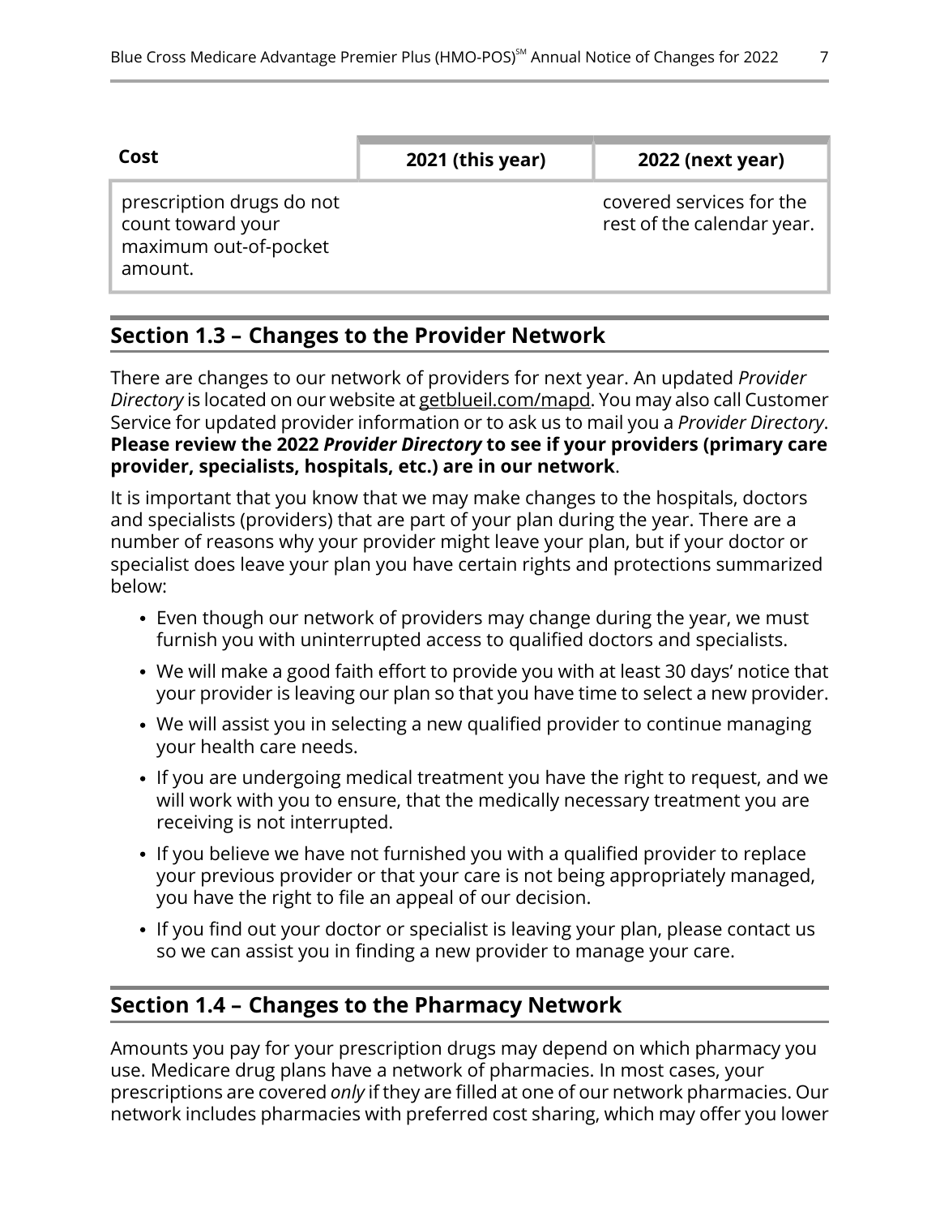| Cost | 2021 (this year) | 2022 (next year) |
| --- | --- | --- |
| prescription drugs do not count toward your maximum out-of-pocket amount. | | covered services for the rest of the calendar year. |

## Section 1.3 – Changes to the Provider Network

There are changes to our network of providers for next year. An updated *Provider Directory* is located on our website at getblueil.com/mapd. You may also call Customer Service for updated provider information or to ask us to mail you a *Provider Directory*. **Please review the 2022 *Provider Directory* to see if your providers (primary care provider, specialists, hospitals, etc.) are in our network**.

It is important that you know that we may make changes to the hospitals, doctors and specialists (providers) that are part of your plan during the year. There are a number of reasons why your provider might leave your plan, but if your doctor or specialist does leave your plan you have certain rights and protections summarized below:

- Even though our network of providers may change during the year, we must furnish you with uninterrupted access to qualified doctors and specialists.
- We will make a good faith effort to provide you with at least 30 days' notice that your provider is leaving our plan so that you have time to select a new provider.
- We will assist you in selecting a new qualified provider to continue managing your health care needs.
- If you are undergoing medical treatment you have the right to request, and we will work with you to ensure, that the medically necessary treatment you are receiving is not interrupted.
- If you believe we have not furnished you with a qualified provider to replace your previous provider or that your care is not being appropriately managed, you have the right to file an appeal of our decision.
- If you find out your doctor or specialist is leaving your plan, please contact us so we can assist you in finding a new provider to manage your care.

## Section 1.4 – Changes to the Pharmacy Network

Amounts you pay for your prescription drugs may depend on which pharmacy you use. Medicare drug plans have a network of pharmacies. In most cases, your prescriptions are covered *only* if they are filled at one of our network pharmacies. Our network includes pharmacies with preferred cost sharing, which may offer you lower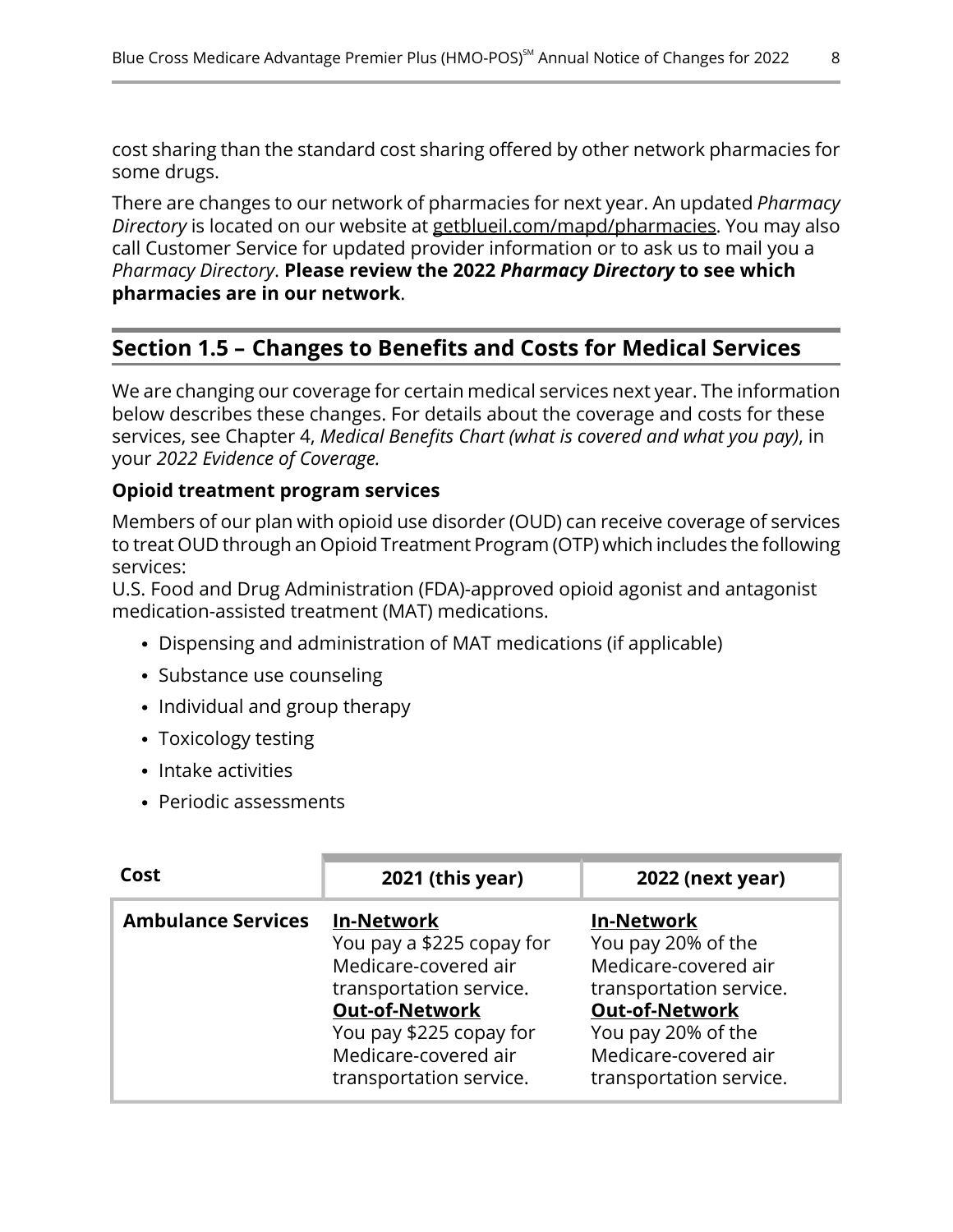cost sharing than the standard cost sharing offered by other network pharmacies for some drugs.

There are changes to our network of pharmacies for next year. An updated *Pharmacy Directory* is located on our website at getblueil.com/mapd/pharmacies. You may also call Customer Service for updated provider information or to ask us to mail you a *Pharmacy Directory*. **Please review the 2022 *Pharmacy Directory* to see which pharmacies are in our network**.

## Section 1.5 – Changes to Benefits and Costs for Medical Services

We are changing our coverage for certain medical services next year. The information below describes these changes. For details about the coverage and costs for these services, see Chapter 4, *Medical Benefits Chart (what is covered and what you pay)*, in your *2022 Evidence of Coverage.*

**Opioid treatment program services**

Members of our plan with opioid use disorder (OUD) can receive coverage of services to treat OUD through an Opioid Treatment Program (OTP) which includes the following services:
U.S. Food and Drug Administration (FDA)-approved opioid agonist and antagonist medication-assisted treatment (MAT) medications.

- Dispensing and administration of MAT medications (if applicable)
- Substance use counseling
- Individual and group therapy
- Toxicology testing
- Intake activities
- Periodic assessments

| Cost | 2021 (this year) | 2022 (next year) |
|---|---|---|
| **Ambulance Services** | **In-Network**<br>You pay a $225 copay for Medicare-covered air transportation service.<br>**Out-of-Network**<br>You pay $225 copay for Medicare-covered air transportation service. | **In-Network**<br>You pay 20% of the Medicare-covered air transportation service.<br>**Out-of-Network**<br>You pay 20% of the Medicare-covered air transportation service. |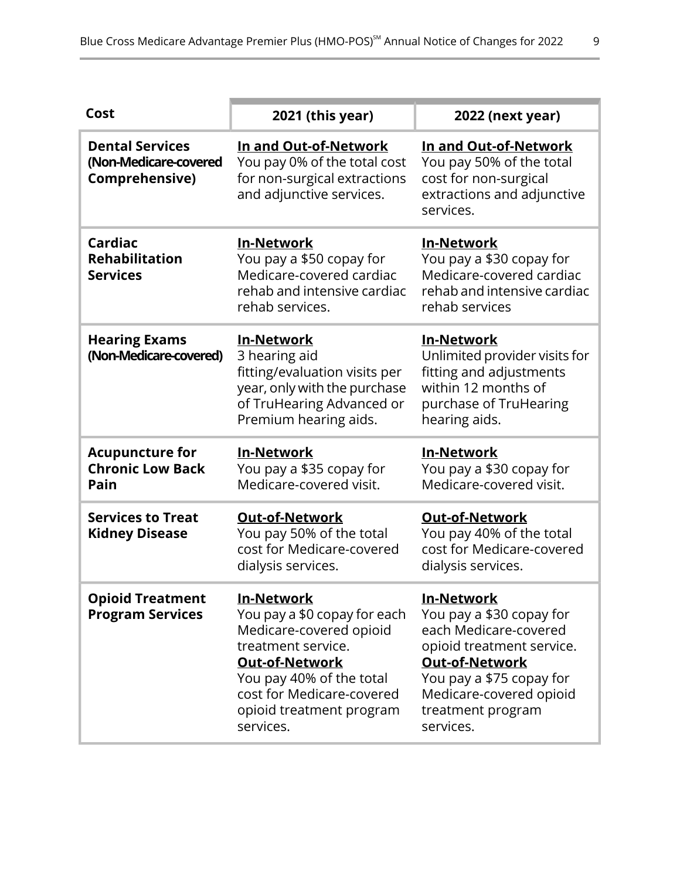| Cost | 2021 (this year) | 2022 (next year) |
|---|---|---|
| **Dental Services (Non-Medicare-covered Comprehensive)** | **In and Out-of-Network** You pay 0% of the total cost for non-surgical extractions and adjunctive services. | **In and Out-of-Network** You pay 50% of the total cost for non-surgical extractions and adjunctive services. |
| **Cardiac Rehabilitation Services** | **In-Network** You pay a $50 copay for Medicare-covered cardiac rehab and intensive cardiac rehab services. | **In-Network** You pay a $30 copay for Medicare-covered cardiac rehab and intensive cardiac rehab services |
| **Hearing Exams (Non-Medicare-covered)** | **In-Network** 3 hearing aid fitting/evaluation visits per year, only with the purchase of TruHearing Advanced or Premium hearing aids. | **In-Network** Unlimited provider visits for fitting and adjustments within 12 months of purchase of TruHearing hearing aids. |
| **Acupuncture for Chronic Low Back Pain** | **In-Network** You pay a $35 copay for Medicare-covered visit. | **In-Network** You pay a $30 copay for Medicare-covered visit. |
| **Services to Treat Kidney Disease** | **Out-of-Network** You pay 50% of the total cost for Medicare-covered dialysis services. | **Out-of-Network** You pay 40% of the total cost for Medicare-covered dialysis services. |
| **Opioid Treatment Program Services** | **In-Network** You pay a $0 copay for each Medicare-covered opioid treatment service. **Out-of-Network** You pay 40% of the total cost for Medicare-covered opioid treatment program services. | **In-Network** You pay a $30 copay for each Medicare-covered opioid treatment service. **Out-of-Network** You pay a $75 copay for Medicare-covered opioid treatment program services. |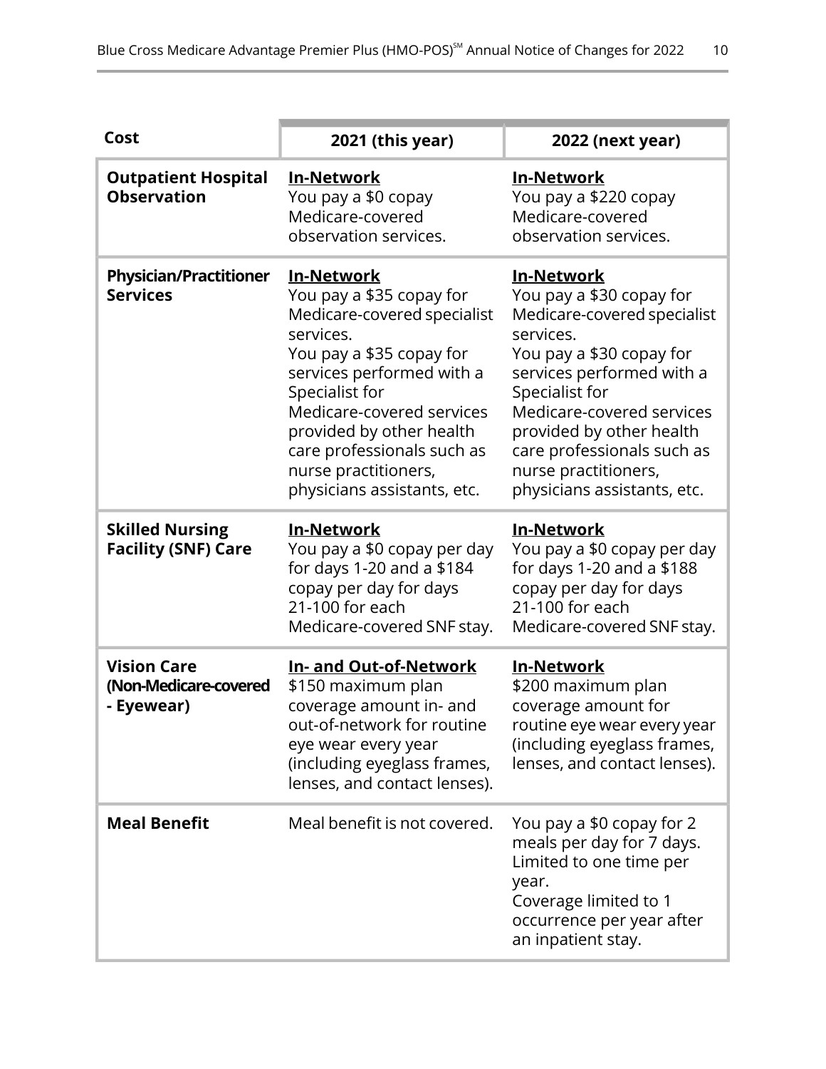| Cost | 2021 (this year) | 2022 (next year) |
|---|---|---|
| **Outpatient Hospital Observation** | **In-Network**<br>You pay a $0 copay Medicare-covered observation services. | **In-Network**<br>You pay a $220 copay Medicare-covered observation services. |
| **Physician/Practitioner Services** | **In-Network**<br>You pay a $35 copay for Medicare-covered specialist services.<br>You pay a $35 copay for services performed with a Specialist for Medicare-covered services provided by other health care professionals such as nurse practitioners, physicians assistants, etc. | **In-Network**<br>You pay a $30 copay for Medicare-covered specialist services.<br>You pay a $30 copay for services performed with a Specialist for Medicare-covered services provided by other health care professionals such as nurse practitioners, physicians assistants, etc. |
| **Skilled Nursing Facility (SNF) Care** | **In-Network**<br>You pay a $0 copay per day for days 1-20 and a $184 copay per day for days 21-100 for each Medicare-covered SNF stay. | **In-Network**<br>You pay a $0 copay per day for days 1-20 and a $188 copay per day for days 21-100 for each Medicare-covered SNF stay. |
| **Vision Care (Non-Medicare-covered - Eyewear)** | **In- and Out-of-Network**<br>$150 maximum plan coverage amount in- and out-of-network for routine eye wear every year (including eyeglass frames, lenses, and contact lenses). | **In-Network**<br>$200 maximum plan coverage amount for routine eye wear every year (including eyeglass frames, lenses, and contact lenses). |
| **Meal Benefit** | Meal benefit is not covered. | You pay a $0 copay for 2 meals per day for 7 days. Limited to one time per year.<br>Coverage limited to 1 occurrence per year after an inpatient stay. |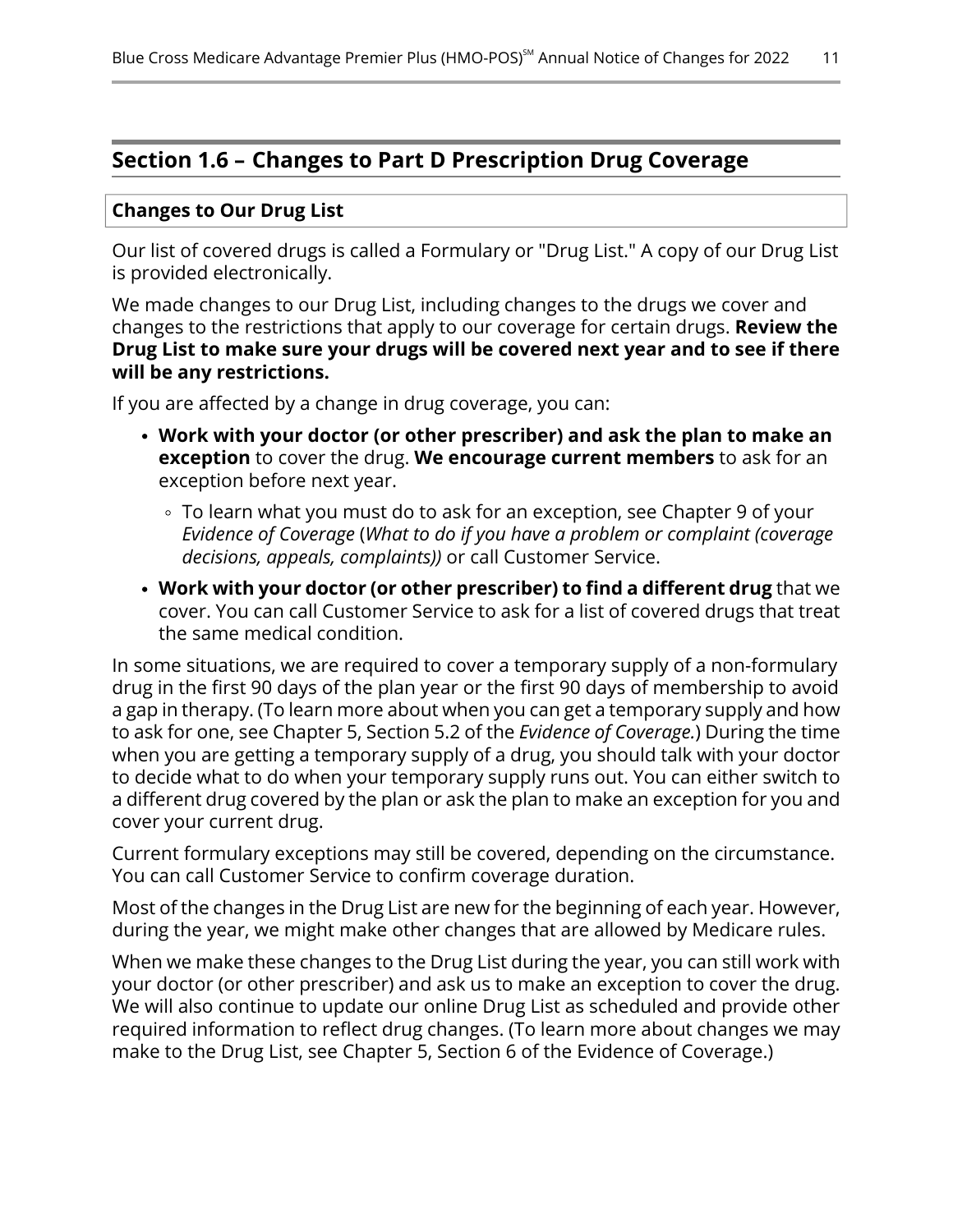## Section 1.6 – Changes to Part D Prescription Drug Coverage

### Changes to Our Drug List

Our list of covered drugs is called a Formulary or "Drug List." A copy of our Drug List is provided electronically.

We made changes to our Drug List, including changes to the drugs we cover and changes to the restrictions that apply to our coverage for certain drugs. **Review the Drug List to make sure your drugs will be covered next year and to see if there will be any restrictions.**

If you are affected by a change in drug coverage, you can:

- **Work with your doctor (or other prescriber) and ask the plan to make an exception** to cover the drug. **We encourage current members** to ask for an exception before next year.
  - To learn what you must do to ask for an exception, see Chapter 9 of your *Evidence of Coverage* (*What to do if you have a problem or complaint (coverage decisions, appeals, complaints))* or call Customer Service.
- **Work with your doctor (or other prescriber) to find a different drug** that we cover. You can call Customer Service to ask for a list of covered drugs that treat the same medical condition.

In some situations, we are required to cover a temporary supply of a non-formulary drug in the first 90 days of the plan year or the first 90 days of membership to avoid a gap in therapy. (To learn more about when you can get a temporary supply and how to ask for one, see Chapter 5, Section 5.2 of the *Evidence of Coverage.*) During the time when you are getting a temporary supply of a drug, you should talk with your doctor to decide what to do when your temporary supply runs out. You can either switch to a different drug covered by the plan or ask the plan to make an exception for you and cover your current drug.

Current formulary exceptions may still be covered, depending on the circumstance. You can call Customer Service to confirm coverage duration.

Most of the changes in the Drug List are new for the beginning of each year. However, during the year, we might make other changes that are allowed by Medicare rules.

When we make these changes to the Drug List during the year, you can still work with your doctor (or other prescriber) and ask us to make an exception to cover the drug. We will also continue to update our online Drug List as scheduled and provide other required information to reflect drug changes. (To learn more about changes we may make to the Drug List, see Chapter 5, Section 6 of the Evidence of Coverage.)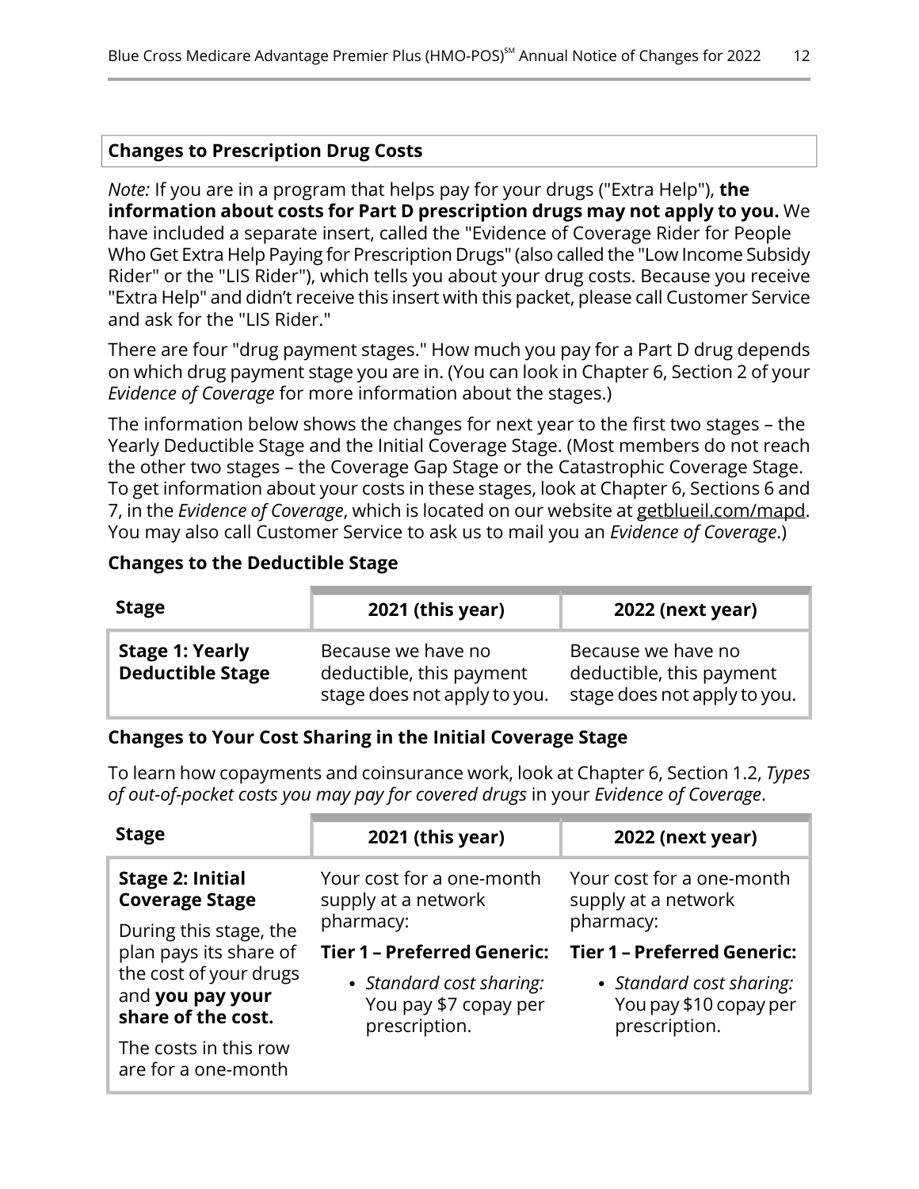### Changes to Prescription Drug Costs

*Note:* If you are in a program that helps pay for your drugs ("Extra Help"), **the information about costs for Part D prescription drugs may not apply to you.** We have included a separate insert, called the "Evidence of Coverage Rider for People Who Get Extra Help Paying for Prescription Drugs" (also called the "Low Income Subsidy Rider" or the "LIS Rider"), which tells you about your drug costs. Because you receive "Extra Help" and didn't receive this insert with this packet, please call Customer Service and ask for the "LIS Rider."

There are four "drug payment stages." How much you pay for a Part D drug depends on which drug payment stage you are in. (You can look in Chapter 6, Section 2 of your *Evidence of Coverage* for more information about the stages.)

The information below shows the changes for next year to the first two stages – the Yearly Deductible Stage and the Initial Coverage Stage. (Most members do not reach the other two stages – the Coverage Gap Stage or the Catastrophic Coverage Stage. To get information about your costs in these stages, look at Chapter 6, Sections 6 and 7, in the *Evidence of Coverage*, which is located on our website at getblueil.com/mapd. You may also call Customer Service to ask us to mail you an *Evidence of Coverage*.)

**Changes to the Deductible Stage**

| Stage | 2021 (this year) | 2022 (next year) |
|---|---|---|
| **Stage 1: Yearly Deductible Stage** | Because we have no deductible, this payment stage does not apply to you. | Because we have no deductible, this payment stage does not apply to you. |

**Changes to Your Cost Sharing in the Initial Coverage Stage**

To learn how copayments and coinsurance work, look at Chapter 6, Section 1.2, *Types of out-of-pocket costs you may pay for covered drugs* in your *Evidence of Coverage*.

| Stage | 2021 (this year) | 2022 (next year) |
|---|---|---|
| **Stage 2: Initial Coverage Stage**<br><br>During this stage, the plan pays its share of the cost of your drugs and **you pay your share of the cost.**<br><br>The costs in this row are for a one-month | Your cost for a one-month supply at a network pharmacy:<br><br>**Tier 1 – Preferred Generic:**<br><br>• *Standard cost sharing:* You pay $7 copay per prescription. | Your cost for a one-month supply at a network pharmacy:<br><br>**Tier 1 – Preferred Generic:**<br><br>• *Standard cost sharing:* You pay $10 copay per prescription. |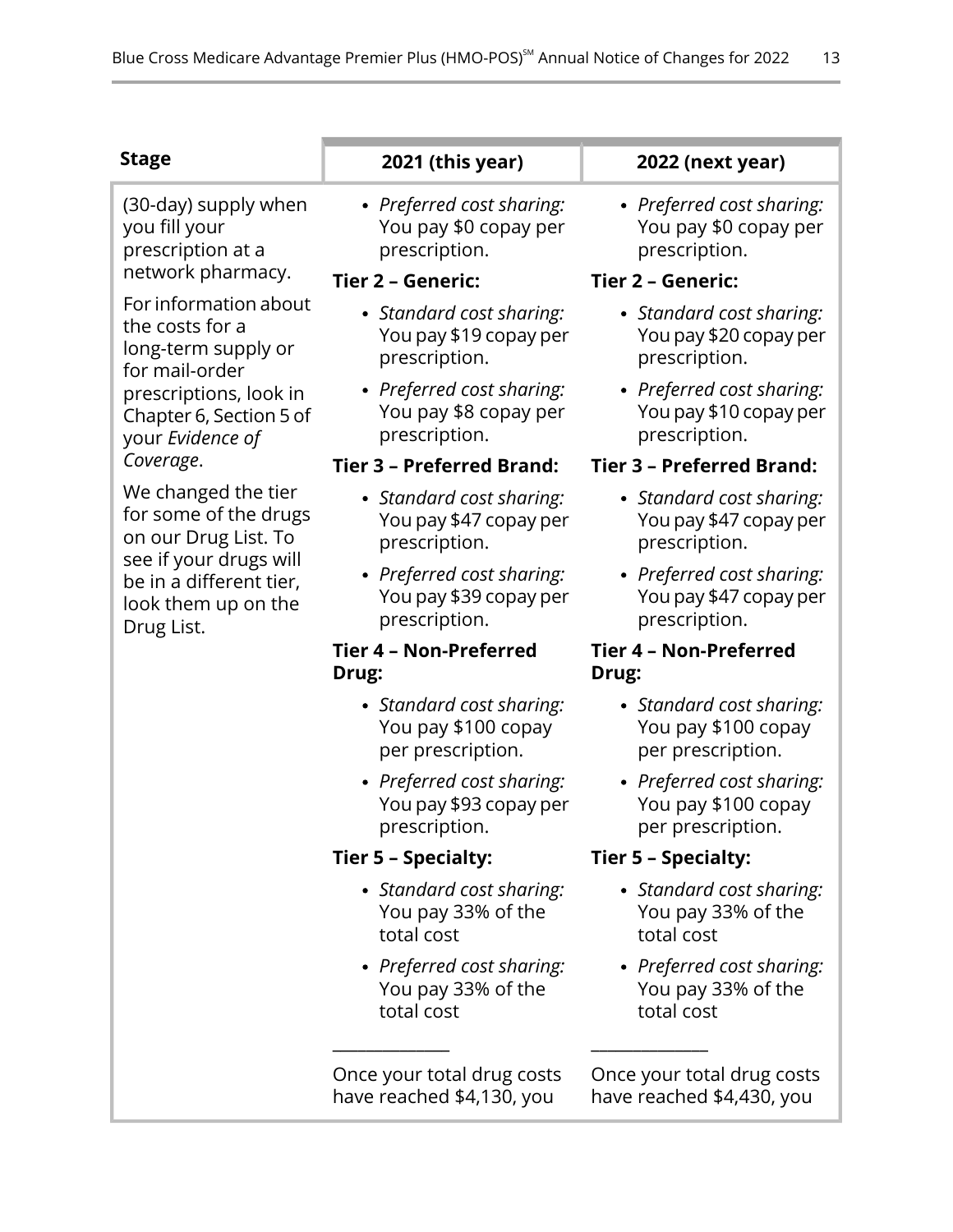| Stage | 2021 (this year) | 2022 (next year) |
| --- | --- | --- |
| (30-day) supply when you fill your prescription at a network pharmacy.<br><br>For information about the costs for a long-term supply or for mail-order prescriptions, look in Chapter 6, Section 5 of your *Evidence of Coverage*.<br><br>We changed the tier for some of the drugs on our Drug List. To see if your drugs will be in a different tier, look them up on the Drug List. | • *Preferred cost sharing:* You pay $0 copay per prescription.<br><br>**Tier 2 – Generic:**<br>• *Standard cost sharing:* You pay $19 copay per prescription.<br>• *Preferred cost sharing:* You pay $8 copay per prescription.<br><br>**Tier 3 – Preferred Brand:**<br>• *Standard cost sharing:* You pay $47 copay per prescription.<br>• *Preferred cost sharing:* You pay $39 copay per prescription.<br><br>**Tier 4 – Non-Preferred Drug:**<br>• *Standard cost sharing:* You pay $100 copay per prescription.<br>• *Preferred cost sharing:* You pay $93 copay per prescription.<br><br>**Tier 5 – Specialty:**<br>• *Standard cost sharing:* You pay 33% of the total cost<br>• *Preferred cost sharing:* You pay 33% of the total cost<br><br>______________<br><br>Once your total drug costs have reached $4,130, you | • *Preferred cost sharing:* You pay $0 copay per prescription.<br><br>**Tier 2 – Generic:**<br>• *Standard cost sharing:* You pay $20 copay per prescription.<br>• *Preferred cost sharing:* You pay $10 copay per prescription.<br><br>**Tier 3 – Preferred Brand:**<br>• *Standard cost sharing:* You pay $47 copay per prescription.<br>• *Preferred cost sharing:* You pay $47 copay per prescription.<br><br>**Tier 4 – Non-Preferred Drug:**<br>• *Standard cost sharing:* You pay $100 copay per prescription.<br>• *Preferred cost sharing:* You pay $100 copay per prescription.<br><br>**Tier 5 – Specialty:**<br>• *Standard cost sharing:* You pay 33% of the total cost<br>• *Preferred cost sharing:* You pay 33% of the total cost<br><br>______________<br><br>Once your total drug costs have reached $4,430, you |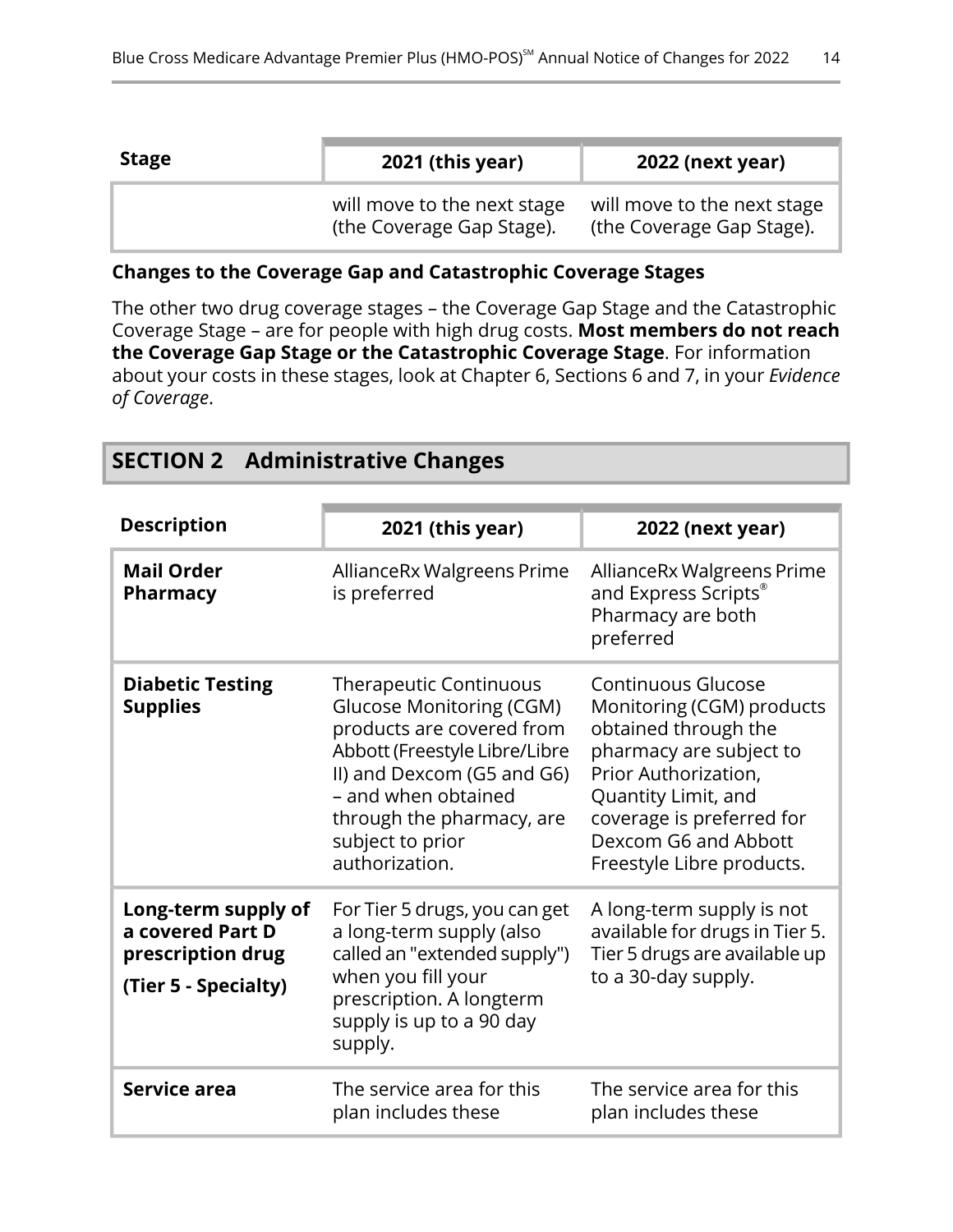| Stage | 2021 (this year) | 2022 (next year) |
|---|---|---|
| | will move to the next stage (the Coverage Gap Stage). | will move to the next stage (the Coverage Gap Stage). |

**Changes to the Coverage Gap and Catastrophic Coverage Stages**

The other two drug coverage stages – the Coverage Gap Stage and the Catastrophic Coverage Stage – are for people with high drug costs. **Most members do not reach the Coverage Gap Stage or the Catastrophic Coverage Stage**. For information about your costs in these stages, look at Chapter 6, Sections 6 and 7, in your *Evidence of Coverage*.

## SECTION 2 Administrative Changes

| Description | 2021 (this year) | 2022 (next year) |
|---|---|---|
| **Mail Order Pharmacy** | AllianceRx Walgreens Prime is preferred | AllianceRx Walgreens Prime and Express Scripts® Pharmacy are both preferred |
| **Diabetic Testing Supplies** | Therapeutic Continuous Glucose Monitoring (CGM) products are covered from Abbott (Freestyle Libre/Libre II) and Dexcom (G5 and G6) – and when obtained through the pharmacy, are subject to prior authorization. | Continuous Glucose Monitoring (CGM) products obtained through the pharmacy are subject to Prior Authorization, Quantity Limit, and coverage is preferred for Dexcom G6 and Abbott Freestyle Libre products. |
| **Long-term supply of a covered Part D prescription drug** **(Tier 5 - Specialty)** | For Tier 5 drugs, you can get a long-term supply (also called an "extended supply") when you fill your prescription. A longterm supply is up to a 90 day supply. | A long-term supply is not available for drugs in Tier 5. Tier 5 drugs are available up to a 30-day supply. |
| **Service area** | The service area for this plan includes these | The service area for this plan includes these |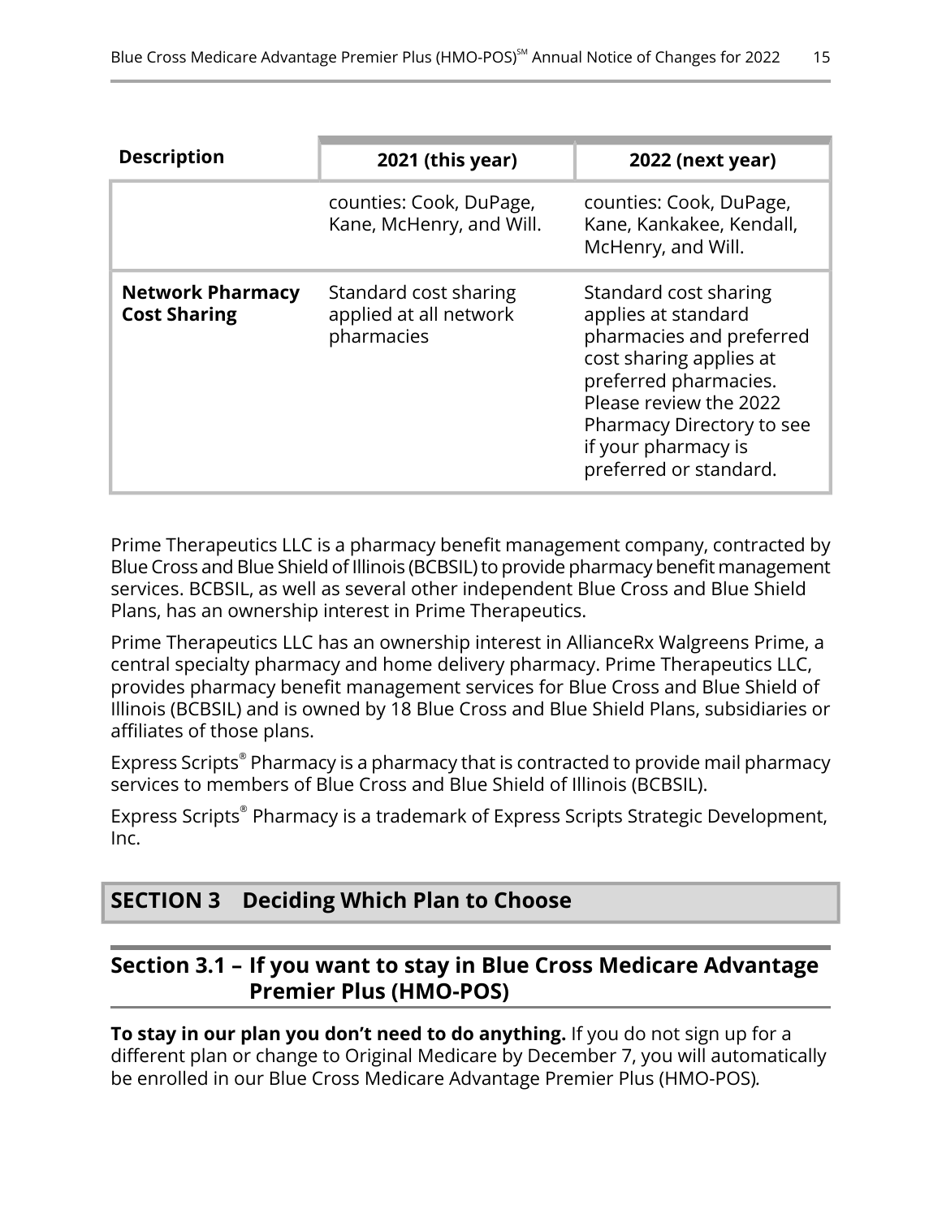| Description | 2021 (this year) | 2022 (next year) |
| --- | --- | --- |
| | counties: Cook, DuPage, Kane, McHenry, and Will. | counties: Cook, DuPage, Kane, Kankakee, Kendall, McHenry, and Will. |
| **Network Pharmacy Cost Sharing** | Standard cost sharing applied at all network pharmacies | Standard cost sharing applies at standard pharmacies and preferred cost sharing applies at preferred pharmacies. Please review the 2022 Pharmacy Directory to see if your pharmacy is preferred or standard. |

Prime Therapeutics LLC is a pharmacy benefit management company, contracted by Blue Cross and Blue Shield of Illinois (BCBSIL) to provide pharmacy benefit management services. BCBSIL, as well as several other independent Blue Cross and Blue Shield Plans, has an ownership interest in Prime Therapeutics.

Prime Therapeutics LLC has an ownership interest in AllianceRx Walgreens Prime, a central specialty pharmacy and home delivery pharmacy. Prime Therapeutics LLC, provides pharmacy benefit management services for Blue Cross and Blue Shield of Illinois (BCBSIL) and is owned by 18 Blue Cross and Blue Shield Plans, subsidiaries or affiliates of those plans.

Express Scripts® Pharmacy is a pharmacy that is contracted to provide mail pharmacy services to members of Blue Cross and Blue Shield of Illinois (BCBSIL).

Express Scripts® Pharmacy is a trademark of Express Scripts Strategic Development, Inc.

## SECTION 3 Deciding Which Plan to Choose

### Section 3.1 – If you want to stay in Blue Cross Medicare Advantage Premier Plus (HMO-POS)

**To stay in our plan you don't need to do anything.** If you do not sign up for a different plan or change to Original Medicare by December 7, you will automatically be enrolled in our Blue Cross Medicare Advantage Premier Plus (HMO-POS).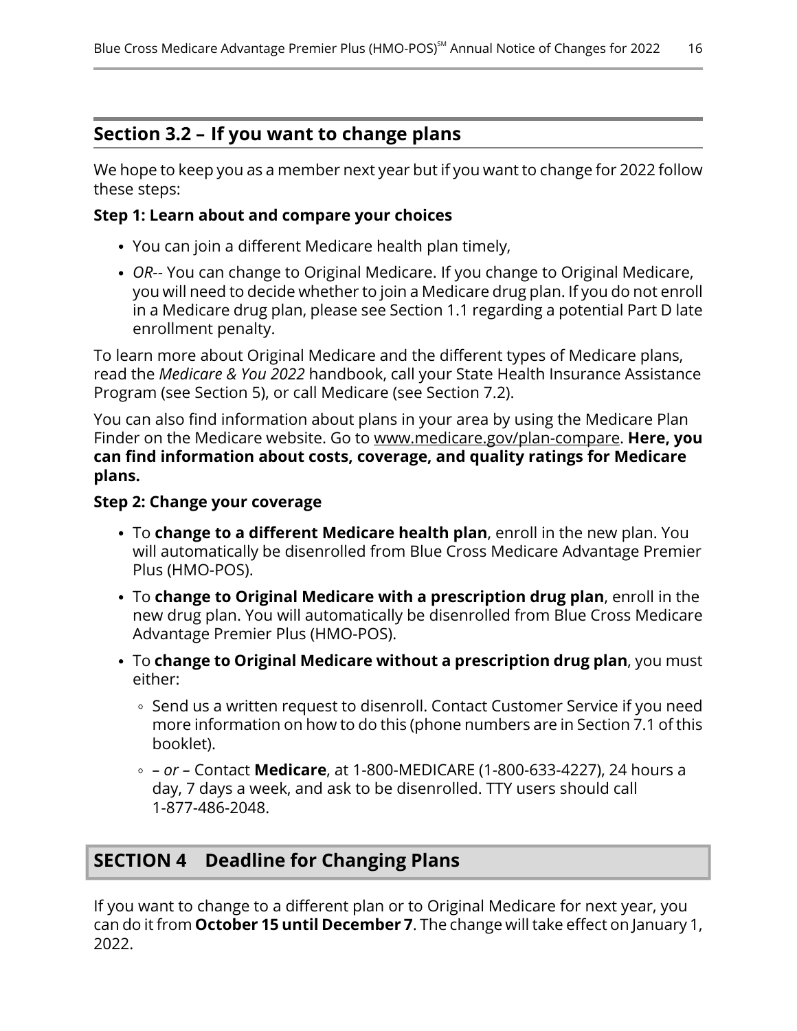## Section 3.2 – If you want to change plans

We hope to keep you as a member next year but if you want to change for 2022 follow these steps:

**Step 1: Learn about and compare your choices**

- You can join a different Medicare health plan timely,
- *OR*-- You can change to Original Medicare. If you change to Original Medicare, you will need to decide whether to join a Medicare drug plan. If you do not enroll in a Medicare drug plan, please see Section 1.1 regarding a potential Part D late enrollment penalty.

To learn more about Original Medicare and the different types of Medicare plans, read the *Medicare & You 2022* handbook, call your State Health Insurance Assistance Program (see Section 5), or call Medicare (see Section 7.2).

You can also find information about plans in your area by using the Medicare Plan Finder on the Medicare website. Go to www.medicare.gov/plan-compare. **Here, you can find information about costs, coverage, and quality ratings for Medicare plans.**

**Step 2: Change your coverage**

- To **change to a different Medicare health plan**, enroll in the new plan. You will automatically be disenrolled from Blue Cross Medicare Advantage Premier Plus (HMO-POS).
- To **change to Original Medicare with a prescription drug plan**, enroll in the new drug plan. You will automatically be disenrolled from Blue Cross Medicare Advantage Premier Plus (HMO-POS).
- To **change to Original Medicare without a prescription drug plan**, you must either:
  - Send us a written request to disenroll. Contact Customer Service if you need more information on how to do this (phone numbers are in Section 7.1 of this booklet).
  - – *or* – Contact **Medicare**, at 1-800-MEDICARE (1-800-633-4227), 24 hours a day, 7 days a week, and ask to be disenrolled. TTY users should call 1-877-486-2048.

# SECTION 4 Deadline for Changing Plans

If you want to change to a different plan or to Original Medicare for next year, you can do it from **October 15 until December 7**. The change will take effect on January 1, 2022.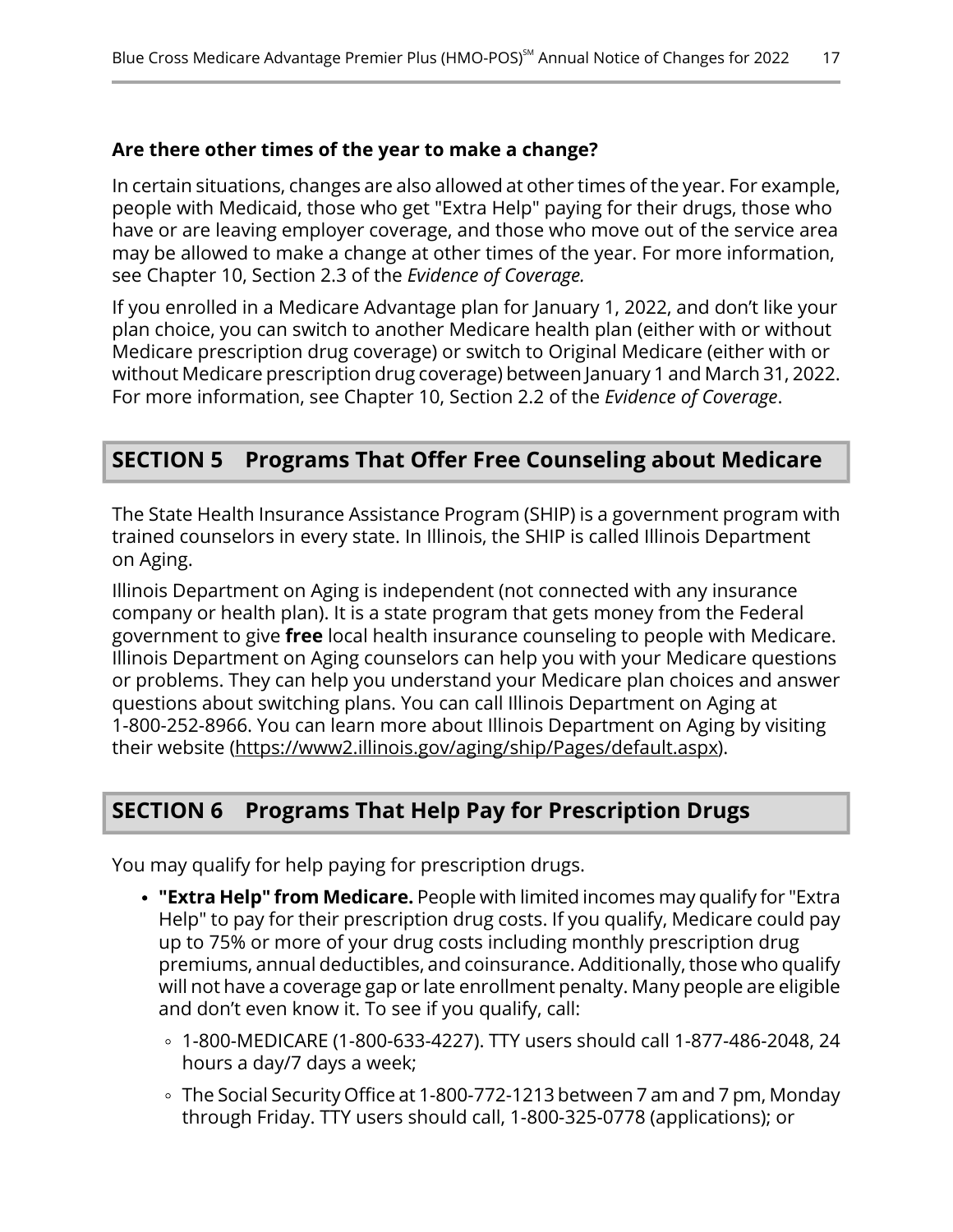### Are there other times of the year to make a change?

In certain situations, changes are also allowed at other times of the year. For example, people with Medicaid, those who get "Extra Help" paying for their drugs, those who have or are leaving employer coverage, and those who move out of the service area may be allowed to make a change at other times of the year. For more information, see Chapter 10, Section 2.3 of the *Evidence of Coverage.*

If you enrolled in a Medicare Advantage plan for January 1, 2022, and don't like your plan choice, you can switch to another Medicare health plan (either with or without Medicare prescription drug coverage) or switch to Original Medicare (either with or without Medicare prescription drug coverage) between January 1 and March 31, 2022. For more information, see Chapter 10, Section 2.2 of the *Evidence of Coverage*.

## SECTION 5 Programs That Offer Free Counseling about Medicare

The State Health Insurance Assistance Program (SHIP) is a government program with trained counselors in every state. In Illinois, the SHIP is called Illinois Department on Aging.

Illinois Department on Aging is independent (not connected with any insurance company or health plan). It is a state program that gets money from the Federal government to give **free** local health insurance counseling to people with Medicare. Illinois Department on Aging counselors can help you with your Medicare questions or problems. They can help you understand your Medicare plan choices and answer questions about switching plans. You can call Illinois Department on Aging at 1-800-252-8966. You can learn more about Illinois Department on Aging by visiting their website (https://www2.illinois.gov/aging/ship/Pages/default.aspx).

## SECTION 6 Programs That Help Pay for Prescription Drugs

You may qualify for help paying for prescription drugs.

- **"Extra Help" from Medicare.** People with limited incomes may qualify for "Extra Help" to pay for their prescription drug costs. If you qualify, Medicare could pay up to 75% or more of your drug costs including monthly prescription drug premiums, annual deductibles, and coinsurance. Additionally, those who qualify will not have a coverage gap or late enrollment penalty. Many people are eligible and don't even know it. To see if you qualify, call:
  - 1-800-MEDICARE (1-800-633-4227). TTY users should call 1-877-486-2048, 24 hours a day/7 days a week;
  - The Social Security Office at 1-800-772-1213 between 7 am and 7 pm, Monday through Friday. TTY users should call, 1-800-325-0778 (applications); or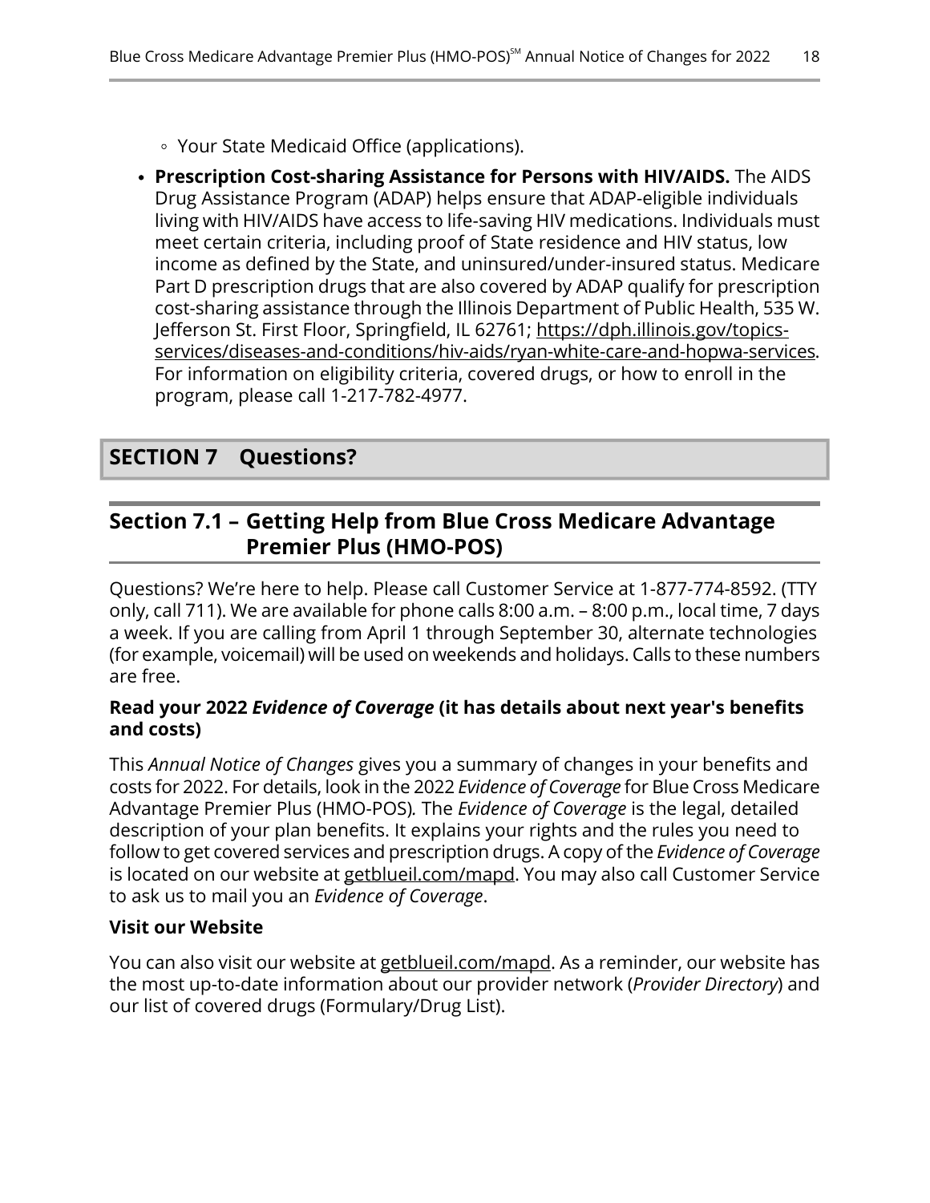- Your State Medicaid Office (applications).

- **Prescription Cost-sharing Assistance for Persons with HIV/AIDS.** The AIDS Drug Assistance Program (ADAP) helps ensure that ADAP-eligible individuals living with HIV/AIDS have access to life-saving HIV medications. Individuals must meet certain criteria, including proof of State residence and HIV status, low income as defined by the State, and uninsured/under-insured status. Medicare Part D prescription drugs that are also covered by ADAP qualify for prescription cost-sharing assistance through the Illinois Department of Public Health, 535 W. Jefferson St. First Floor, Springfield, IL 62761; https://dph.illinois.gov/topics-services/diseases-and-conditions/hiv-aids/ryan-white-care-and-hopwa-services. For information on eligibility criteria, covered drugs, or how to enroll in the program, please call 1-217-782-4977.

# SECTION 7 Questions?

## Section 7.1 – Getting Help from Blue Cross Medicare Advantage Premier Plus (HMO-POS)

Questions? We're here to help. Please call Customer Service at 1-877-774-8592. (TTY only, call 711). We are available for phone calls 8:00 a.m. – 8:00 p.m., local time, 7 days a week. If you are calling from April 1 through September 30, alternate technologies (for example, voicemail) will be used on weekends and holidays. Calls to these numbers are free.

**Read your 2022 *Evidence of Coverage* (it has details about next year's benefits and costs)**

This *Annual Notice of Changes* gives you a summary of changes in your benefits and costs for 2022. For details, look in the 2022 *Evidence of Coverage* for Blue Cross Medicare Advantage Premier Plus (HMO-POS). The *Evidence of Coverage* is the legal, detailed description of your plan benefits. It explains your rights and the rules you need to follow to get covered services and prescription drugs. A copy of the *Evidence of Coverage* is located on our website at getblueil.com/mapd. You may also call Customer Service to ask us to mail you an *Evidence of Coverage*.

**Visit our Website**

You can also visit our website at getblueil.com/mapd. As a reminder, our website has the most up-to-date information about our provider network (*Provider Directory*) and our list of covered drugs (Formulary/Drug List).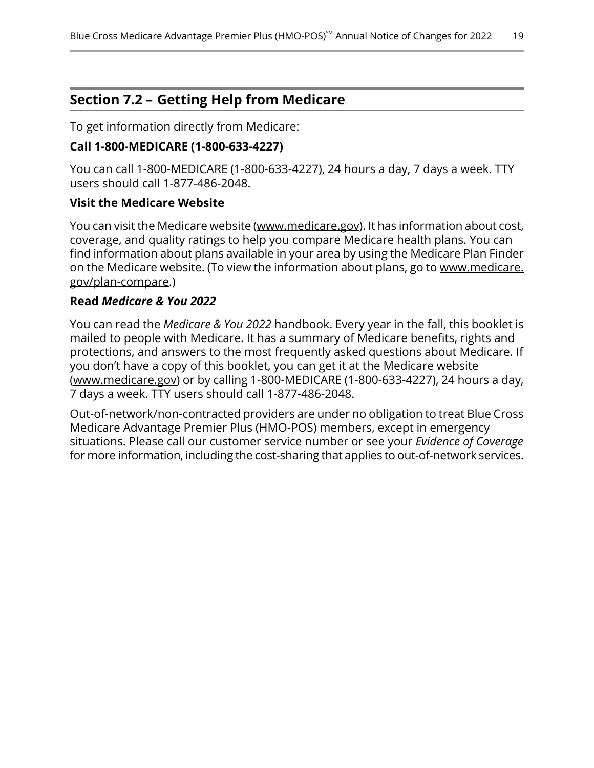## Section 7.2 – Getting Help from Medicare

To get information directly from Medicare:

**Call 1-800-MEDICARE (1-800-633-4227)**

You can call 1-800-MEDICARE (1-800-633-4227), 24 hours a day, 7 days a week. TTY users should call 1-877-486-2048.

**Visit the Medicare Website**

You can visit the Medicare website (www.medicare.gov). It has information about cost, coverage, and quality ratings to help you compare Medicare health plans. You can find information about plans available in your area by using the Medicare Plan Finder on the Medicare website. (To view the information about plans, go to www.medicare.gov/plan-compare.)

**Read *Medicare & You 2022***

You can read the *Medicare & You 2022* handbook. Every year in the fall, this booklet is mailed to people with Medicare. It has a summary of Medicare benefits, rights and protections, and answers to the most frequently asked questions about Medicare. If you don't have a copy of this booklet, you can get it at the Medicare website (www.medicare.gov) or by calling 1-800-MEDICARE (1-800-633-4227), 24 hours a day, 7 days a week. TTY users should call 1-877-486-2048.

Out-of-network/non-contracted providers are under no obligation to treat Blue Cross Medicare Advantage Premier Plus (HMO-POS) members, except in emergency situations. Please call our customer service number or see your *Evidence of Coverage* for more information, including the cost-sharing that applies to out-of-network services.